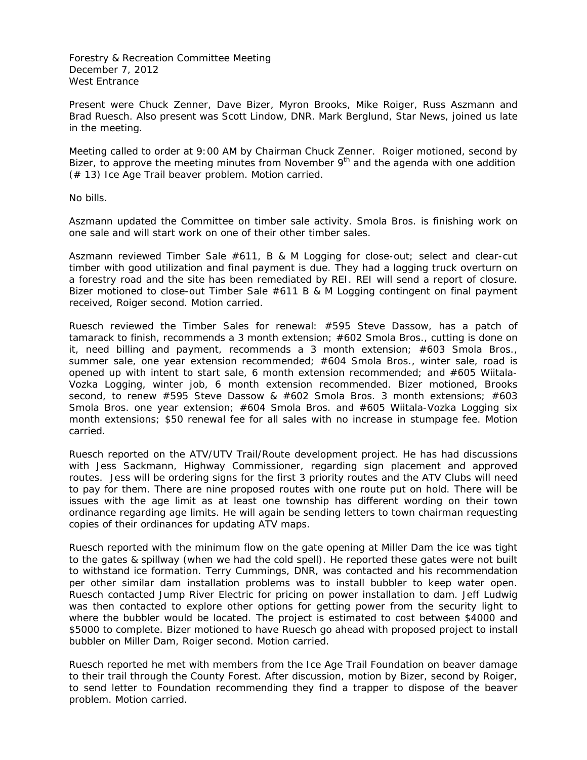Forestry & Recreation Committee Meeting
December 7, 2012
West Entrance

Present were Chuck Zenner, Dave Bizer, Myron Brooks, Mike Roiger, Russ Aszmann and Brad Ruesch. Also present was Scott Lindow, DNR. Mark Berglund, Star News, joined us late in the meeting.

Meeting called to order at 9:00 AM by Chairman Chuck Zenner. Roiger motioned, second by Bizer, to approve the meeting minutes from November 9th and the agenda with one addition (# 13) Ice Age Trail beaver problem. Motion carried.

No bills.

Aszmann updated the Committee on timber sale activity. Smola Bros. is finishing work on one sale and will start work on one of their other timber sales.

Aszmann reviewed Timber Sale #611, B & M Logging for close-out; select and clear-cut timber with good utilization and final payment is due. They had a logging truck overturn on a forestry road and the site has been remediated by REI. REI will send a report of closure. Bizer motioned to close-out Timber Sale #611 B & M Logging contingent on final payment received, Roiger second. Motion carried.

Ruesch reviewed the Timber Sales for renewal: #595 Steve Dassow, has a patch of tamarack to finish, recommends a 3 month extension; #602 Smola Bros., cutting is done on it, need billing and payment, recommends a 3 month extension; #603 Smola Bros., summer sale, one year extension recommended; #604 Smola Bros., winter sale, road is opened up with intent to start sale, 6 month extension recommended; and #605 Wiitala-Vozka Logging, winter job, 6 month extension recommended. Bizer motioned, Brooks second, to renew #595 Steve Dassow & #602 Smola Bros. 3 month extensions; #603 Smola Bros. one year extension; #604 Smola Bros. and #605 Wiitala-Vozka Logging six month extensions; $50 renewal fee for all sales with no increase in stumpage fee. Motion carried.

Ruesch reported on the ATV/UTV Trail/Route development project. He has had discussions with Jess Sackmann, Highway Commissioner, regarding sign placement and approved routes. Jess will be ordering signs for the first 3 priority routes and the ATV Clubs will need to pay for them. There are nine proposed routes with one route put on hold. There will be issues with the age limit as at least one township has different wording on their town ordinance regarding age limits. He will again be sending letters to town chairman requesting copies of their ordinances for updating ATV maps.

Ruesch reported with the minimum flow on the gate opening at Miller Dam the ice was tight to the gates & spillway (when we had the cold spell). He reported these gates were not built to withstand ice formation. Terry Cummings, DNR, was contacted and his recommendation per other similar dam installation problems was to install bubbler to keep water open. Ruesch contacted Jump River Electric for pricing on power installation to dam. Jeff Ludwig was then contacted to explore other options for getting power from the security light to where the bubbler would be located. The project is estimated to cost between $4000 and $5000 to complete. Bizer motioned to have Ruesch go ahead with proposed project to install bubbler on Miller Dam, Roiger second. Motion carried.

Ruesch reported he met with members from the Ice Age Trail Foundation on beaver damage to their trail through the County Forest. After discussion, motion by Bizer, second by Roiger, to send letter to Foundation recommending they find a trapper to dispose of the beaver problem. Motion carried.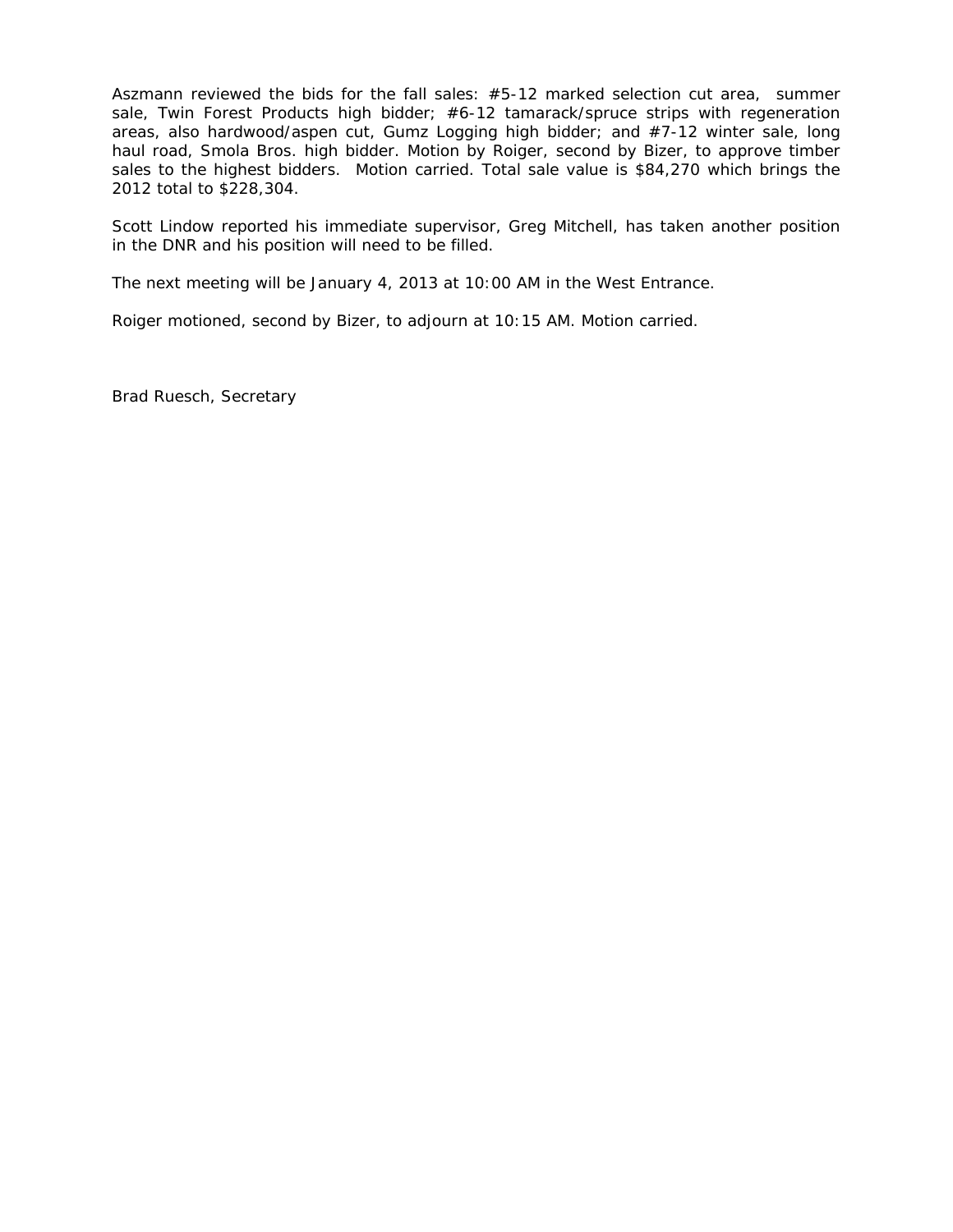Aszmann reviewed the bids for the fall sales: #5-12 marked selection cut area, summer sale, Twin Forest Products high bidder; #6-12 tamarack/spruce strips with regeneration areas, also hardwood/aspen cut, Gumz Logging high bidder; and #7-12 winter sale, long haul road, Smola Bros. high bidder. Motion by Roiger, second by Bizer, to approve timber sales to the highest bidders. Motion carried. Total sale value is $84,270 which brings the 2012 total to $228,304.

Scott Lindow reported his immediate supervisor, Greg Mitchell, has taken another position in the DNR and his position will need to be filled.

The next meeting will be January 4, 2013 at 10:00 AM in the West Entrance.

Roiger motioned, second by Bizer, to adjourn at 10:15 AM. Motion carried.

Brad Ruesch, Secretary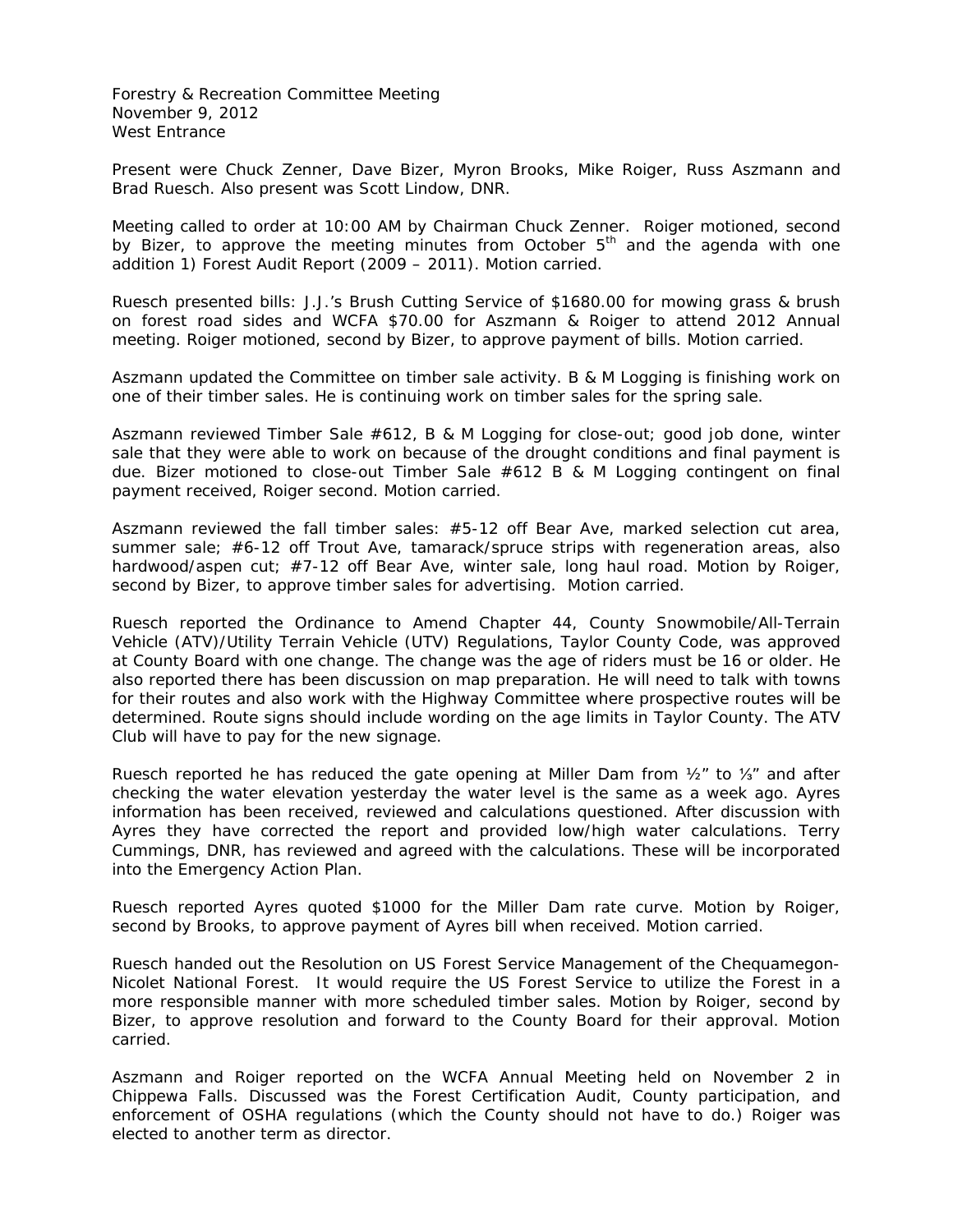Forestry & Recreation Committee Meeting
November 9, 2012
West Entrance

Present were Chuck Zenner, Dave Bizer, Myron Brooks, Mike Roiger, Russ Aszmann and Brad Ruesch. Also present was Scott Lindow, DNR.

Meeting called to order at 10:00 AM by Chairman Chuck Zenner. Roiger motioned, second by Bizer, to approve the meeting minutes from October 5th and the agenda with one addition 1) Forest Audit Report (2009 – 2011). Motion carried.

Ruesch presented bills: J.J.'s Brush Cutting Service of $1680.00 for mowing grass & brush on forest road sides and WCFA $70.00 for Aszmann & Roiger to attend 2012 Annual meeting. Roiger motioned, second by Bizer, to approve payment of bills. Motion carried.

Aszmann updated the Committee on timber sale activity. B & M Logging is finishing work on one of their timber sales. He is continuing work on timber sales for the spring sale.

Aszmann reviewed Timber Sale #612, B & M Logging for close-out; good job done, winter sale that they were able to work on because of the drought conditions and final payment is due. Bizer motioned to close-out Timber Sale #612 B & M Logging contingent on final payment received, Roiger second. Motion carried.

Aszmann reviewed the fall timber sales: #5-12 off Bear Ave, marked selection cut area, summer sale; #6-12 off Trout Ave, tamarack/spruce strips with regeneration areas, also hardwood/aspen cut; #7-12 off Bear Ave, winter sale, long haul road. Motion by Roiger, second by Bizer, to approve timber sales for advertising. Motion carried.

Ruesch reported the Ordinance to Amend Chapter 44, County Snowmobile/All-Terrain Vehicle (ATV)/Utility Terrain Vehicle (UTV) Regulations, Taylor County Code, was approved at County Board with one change. The change was the age of riders must be 16 or older. He also reported there has been discussion on map preparation. He will need to talk with towns for their routes and also work with the Highway Committee where prospective routes will be determined. Route signs should include wording on the age limits in Taylor County. The ATV Club will have to pay for the new signage.

Ruesch reported he has reduced the gate opening at Miller Dam from ½" to ⅓" and after checking the water elevation yesterday the water level is the same as a week ago. Ayres information has been received, reviewed and calculations questioned. After discussion with Ayres they have corrected the report and provided low/high water calculations. Terry Cummings, DNR, has reviewed and agreed with the calculations. These will be incorporated into the Emergency Action Plan.

Ruesch reported Ayres quoted $1000 for the Miller Dam rate curve. Motion by Roiger, second by Brooks, to approve payment of Ayres bill when received. Motion carried.

Ruesch handed out the Resolution on US Forest Service Management of the Chequamegon-Nicolet National Forest. It would require the US Forest Service to utilize the Forest in a more responsible manner with more scheduled timber sales. Motion by Roiger, second by Bizer, to approve resolution and forward to the County Board for their approval. Motion carried.

Aszmann and Roiger reported on the WCFA Annual Meeting held on November 2 in Chippewa Falls. Discussed was the Forest Certification Audit, County participation, and enforcement of OSHA regulations (which the County should not have to do.) Roiger was elected to another term as director.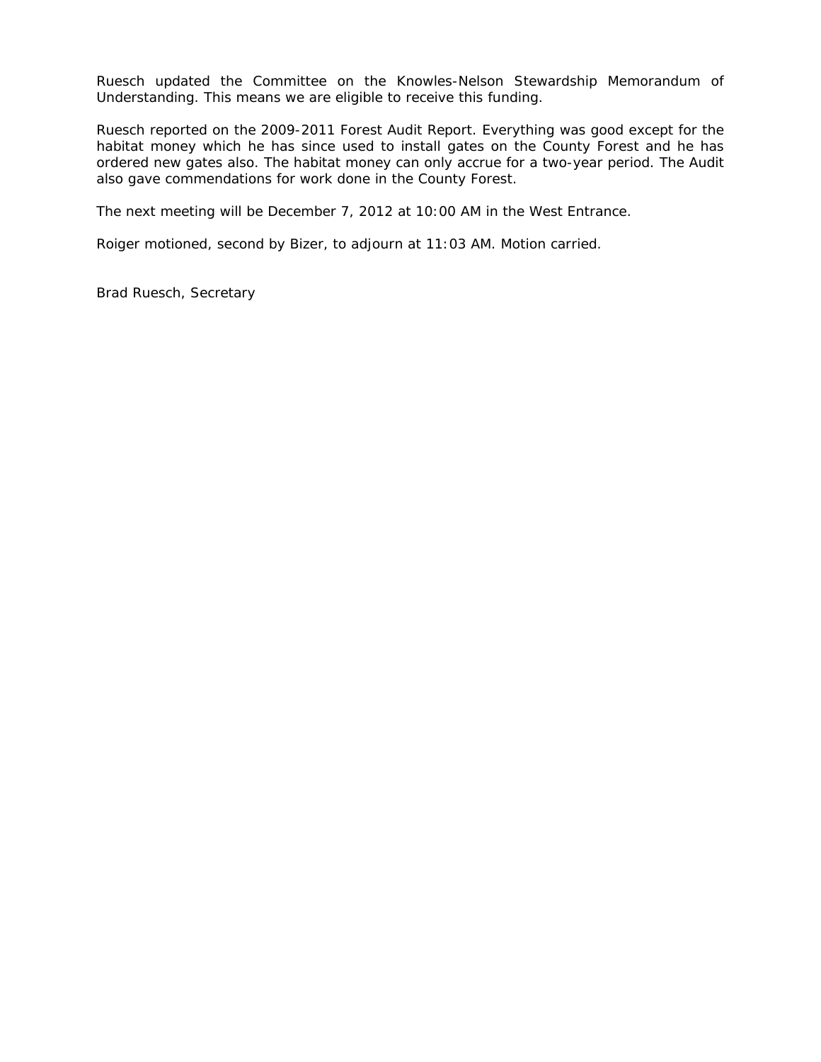Ruesch updated the Committee on the Knowles-Nelson Stewardship Memorandum of Understanding. This means we are eligible to receive this funding.

Ruesch reported on the 2009-2011 Forest Audit Report. Everything was good except for the habitat money which he has since used to install gates on the County Forest and he has ordered new gates also. The habitat money can only accrue for a two-year period. The Audit also gave commendations for work done in the County Forest.

The next meeting will be December 7, 2012 at 10:00 AM in the West Entrance.

Roiger motioned, second by Bizer, to adjourn at 11:03 AM. Motion carried.

Brad Ruesch, Secretary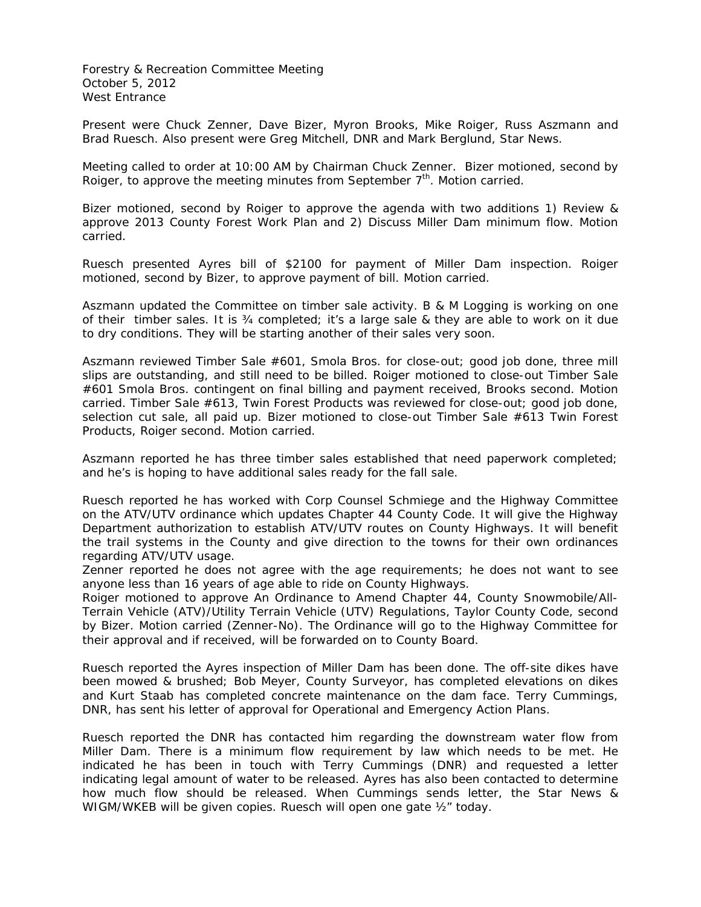Forestry & Recreation Committee Meeting
October 5, 2012
West Entrance

Present were Chuck Zenner, Dave Bizer, Myron Brooks, Mike Roiger, Russ Aszmann and Brad Ruesch. Also present were Greg Mitchell, DNR and Mark Berglund, Star News.

Meeting called to order at 10:00 AM by Chairman Chuck Zenner. Bizer motioned, second by Roiger, to approve the meeting minutes from September 7th. Motion carried.

Bizer motioned, second by Roiger to approve the agenda with two additions 1) Review & approve 2013 County Forest Work Plan and 2) Discuss Miller Dam minimum flow. Motion carried.

Ruesch presented Ayres bill of $2100 for payment of Miller Dam inspection. Roiger motioned, second by Bizer, to approve payment of bill. Motion carried.

Aszmann updated the Committee on timber sale activity. B & M Logging is working on one of their timber sales. It is ¾ completed; it's a large sale & they are able to work on it due to dry conditions. They will be starting another of their sales very soon.

Aszmann reviewed Timber Sale #601, Smola Bros. for close-out; good job done, three mill slips are outstanding, and still need to be billed. Roiger motioned to close-out Timber Sale #601 Smola Bros. contingent on final billing and payment received, Brooks second. Motion carried. Timber Sale #613, Twin Forest Products was reviewed for close-out; good job done, selection cut sale, all paid up. Bizer motioned to close-out Timber Sale #613 Twin Forest Products, Roiger second. Motion carried.

Aszmann reported he has three timber sales established that need paperwork completed; and he's is hoping to have additional sales ready for the fall sale.

Ruesch reported he has worked with Corp Counsel Schmiege and the Highway Committee on the ATV/UTV ordinance which updates Chapter 44 County Code. It will give the Highway Department authorization to establish ATV/UTV routes on County Highways. It will benefit the trail systems in the County and give direction to the towns for their own ordinances regarding ATV/UTV usage.
Zenner reported he does not agree with the age requirements; he does not want to see anyone less than 16 years of age able to ride on County Highways.
Roiger motioned to approve An Ordinance to Amend Chapter 44, County Snowmobile/All-Terrain Vehicle (ATV)/Utility Terrain Vehicle (UTV) Regulations, Taylor County Code, second by Bizer. Motion carried (Zenner-No). The Ordinance will go to the Highway Committee for their approval and if received, will be forwarded on to County Board.

Ruesch reported the Ayres inspection of Miller Dam has been done. The off-site dikes have been mowed & brushed; Bob Meyer, County Surveyor, has completed elevations on dikes and Kurt Staab has completed concrete maintenance on the dam face. Terry Cummings, DNR, has sent his letter of approval for Operational and Emergency Action Plans.

Ruesch reported the DNR has contacted him regarding the downstream water flow from Miller Dam. There is a minimum flow requirement by law which needs to be met. He indicated he has been in touch with Terry Cummings (DNR) and requested a letter indicating legal amount of water to be released. Ayres has also been contacted to determine how much flow should be released. When Cummings sends letter, the Star News & WIGM/WKEB will be given copies. Ruesch will open one gate ½" today.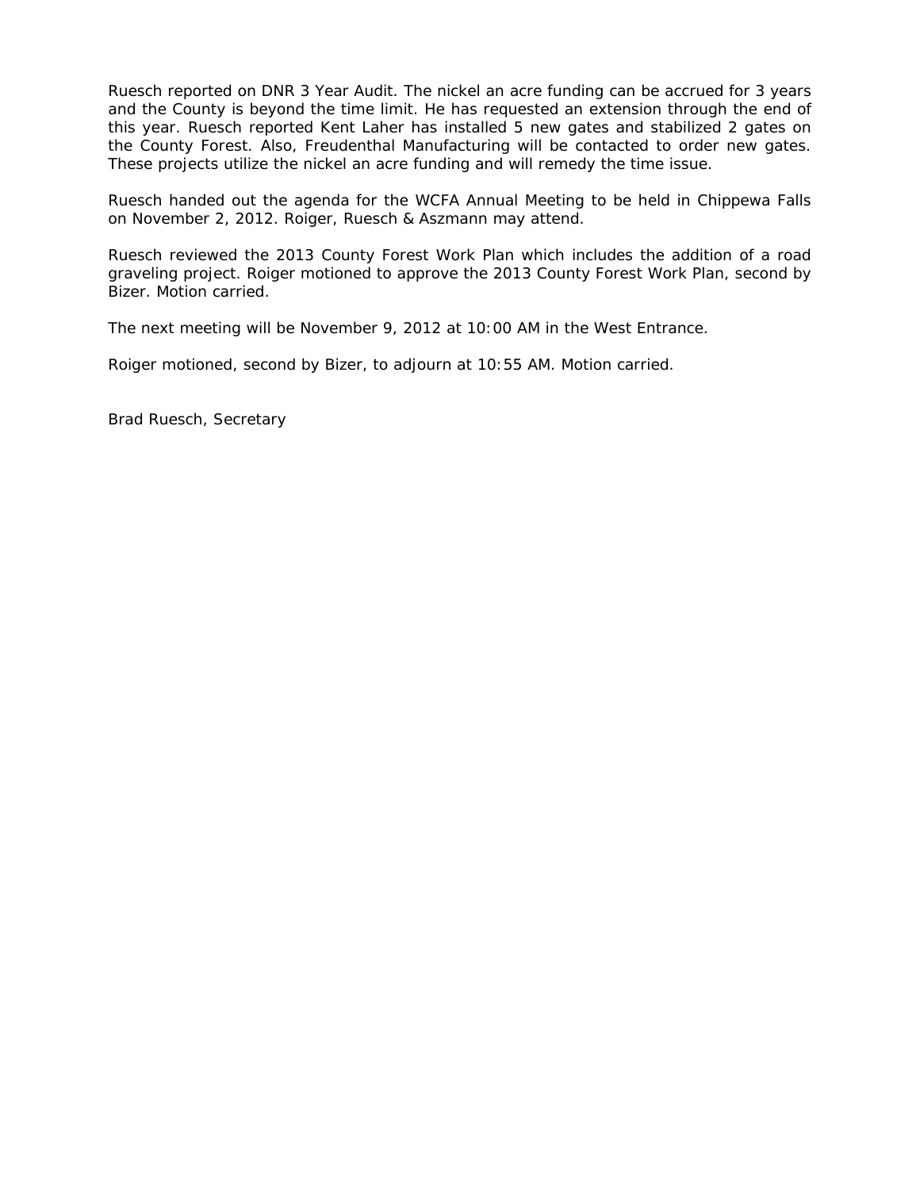Ruesch reported on DNR 3 Year Audit. The nickel an acre funding can be accrued for 3 years and the County is beyond the time limit. He has requested an extension through the end of this year. Ruesch reported Kent Laher has installed 5 new gates and stabilized 2 gates on the County Forest. Also, Freudenthal Manufacturing will be contacted to order new gates. These projects utilize the nickel an acre funding and will remedy the time issue.

Ruesch handed out the agenda for the WCFA Annual Meeting to be held in Chippewa Falls on November 2, 2012. Roiger, Ruesch & Aszmann may attend.

Ruesch reviewed the 2013 County Forest Work Plan which includes the addition of a road graveling project. Roiger motioned to approve the 2013 County Forest Work Plan, second by Bizer. Motion carried.

The next meeting will be November 9, 2012 at 10:00 AM in the West Entrance.

Roiger motioned, second by Bizer, to adjourn at 10:55 AM. Motion carried.

Brad Ruesch, Secretary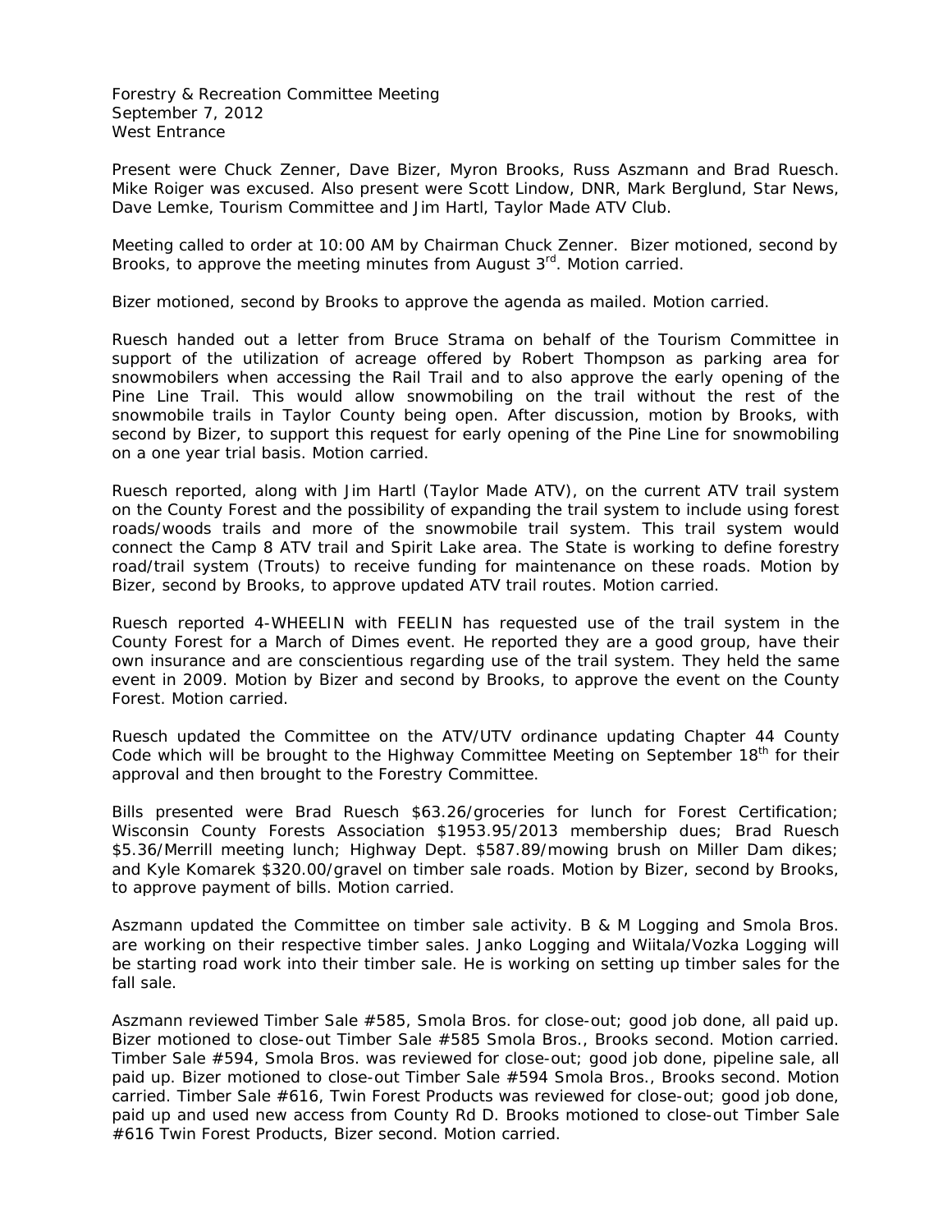Forestry & Recreation Committee Meeting
September 7, 2012
West Entrance

Present were Chuck Zenner, Dave Bizer, Myron Brooks, Russ Aszmann and Brad Ruesch. Mike Roiger was excused. Also present were Scott Lindow, DNR, Mark Berglund, Star News, Dave Lemke, Tourism Committee and Jim Hartl, Taylor Made ATV Club.

Meeting called to order at 10:00 AM by Chairman Chuck Zenner. Bizer motioned, second by Brooks, to approve the meeting minutes from August 3rd. Motion carried.

Bizer motioned, second by Brooks to approve the agenda as mailed. Motion carried.

Ruesch handed out a letter from Bruce Strama on behalf of the Tourism Committee in support of the utilization of acreage offered by Robert Thompson as parking area for snowmobilers when accessing the Rail Trail and to also approve the early opening of the Pine Line Trail. This would allow snowmobiling on the trail without the rest of the snowmobile trails in Taylor County being open. After discussion, motion by Brooks, with second by Bizer, to support this request for early opening of the Pine Line for snowmobiling on a one year trial basis. Motion carried.

Ruesch reported, along with Jim Hartl (Taylor Made ATV), on the current ATV trail system on the County Forest and the possibility of expanding the trail system to include using forest roads/woods trails and more of the snowmobile trail system. This trail system would connect the Camp 8 ATV trail and Spirit Lake area. The State is working to define forestry road/trail system (Trouts) to receive funding for maintenance on these roads. Motion by Bizer, second by Brooks, to approve updated ATV trail routes. Motion carried.

Ruesch reported 4-WHEELIN with FEELIN has requested use of the trail system in the County Forest for a March of Dimes event. He reported they are a good group, have their own insurance and are conscientious regarding use of the trail system. They held the same event in 2009. Motion by Bizer and second by Brooks, to approve the event on the County Forest. Motion carried.

Ruesch updated the Committee on the ATV/UTV ordinance updating Chapter 44 County Code which will be brought to the Highway Committee Meeting on September 18th for their approval and then brought to the Forestry Committee.

Bills presented were Brad Ruesch $63.26/groceries for lunch for Forest Certification; Wisconsin County Forests Association $1953.95/2013 membership dues; Brad Ruesch $5.36/Merrill meeting lunch; Highway Dept. $587.89/mowing brush on Miller Dam dikes; and Kyle Komarek $320.00/gravel on timber sale roads. Motion by Bizer, second by Brooks, to approve payment of bills. Motion carried.

Aszmann updated the Committee on timber sale activity. B & M Logging and Smola Bros. are working on their respective timber sales. Janko Logging and Wiitala/Vozka Logging will be starting road work into their timber sale. He is working on setting up timber sales for the fall sale.

Aszmann reviewed Timber Sale #585, Smola Bros. for close-out; good job done, all paid up. Bizer motioned to close-out Timber Sale #585 Smola Bros., Brooks second. Motion carried. Timber Sale #594, Smola Bros. was reviewed for close-out; good job done, pipeline sale, all paid up. Bizer motioned to close-out Timber Sale #594 Smola Bros., Brooks second. Motion carried. Timber Sale #616, Twin Forest Products was reviewed for close-out; good job done, paid up and used new access from County Rd D. Brooks motioned to close-out Timber Sale #616 Twin Forest Products, Bizer second. Motion carried.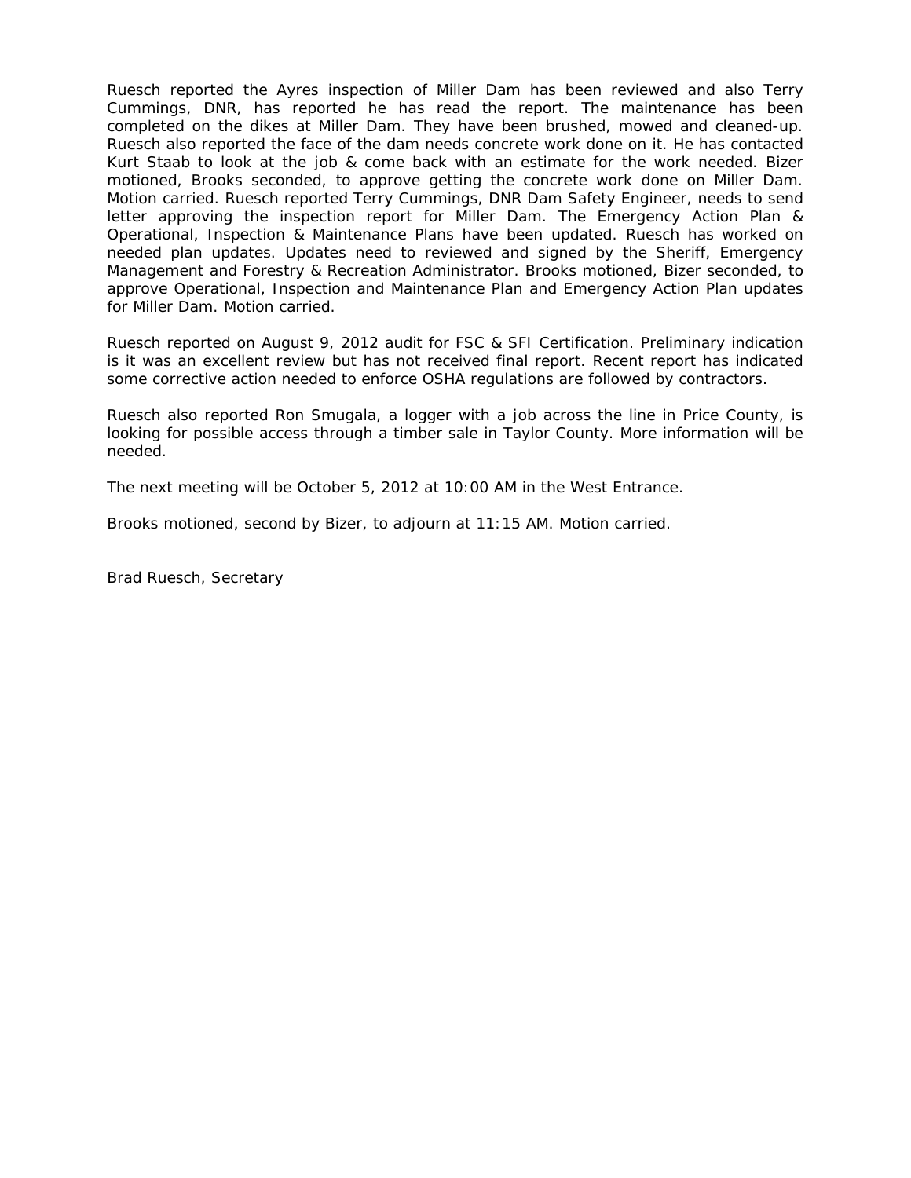Ruesch reported the Ayres inspection of Miller Dam has been reviewed and also Terry Cummings, DNR, has reported he has read the report. The maintenance has been completed on the dikes at Miller Dam. They have been brushed, mowed and cleaned-up. Ruesch also reported the face of the dam needs concrete work done on it. He has contacted Kurt Staab to look at the job & come back with an estimate for the work needed. Bizer motioned, Brooks seconded, to approve getting the concrete work done on Miller Dam. Motion carried. Ruesch reported Terry Cummings, DNR Dam Safety Engineer, needs to send letter approving the inspection report for Miller Dam. The Emergency Action Plan & Operational, Inspection & Maintenance Plans have been updated. Ruesch has worked on needed plan updates. Updates need to reviewed and signed by the Sheriff, Emergency Management and Forestry & Recreation Administrator. Brooks motioned, Bizer seconded, to approve Operational, Inspection and Maintenance Plan and Emergency Action Plan updates for Miller Dam. Motion carried.

Ruesch reported on August 9, 2012 audit for FSC & SFI Certification. Preliminary indication is it was an excellent review but has not received final report. Recent report has indicated some corrective action needed to enforce OSHA regulations are followed by contractors.

Ruesch also reported Ron Smugala, a logger with a job across the line in Price County, is looking for possible access through a timber sale in Taylor County. More information will be needed.

The next meeting will be October 5, 2012 at 10:00 AM in the West Entrance.

Brooks motioned, second by Bizer, to adjourn at 11:15 AM. Motion carried.

Brad Ruesch, Secretary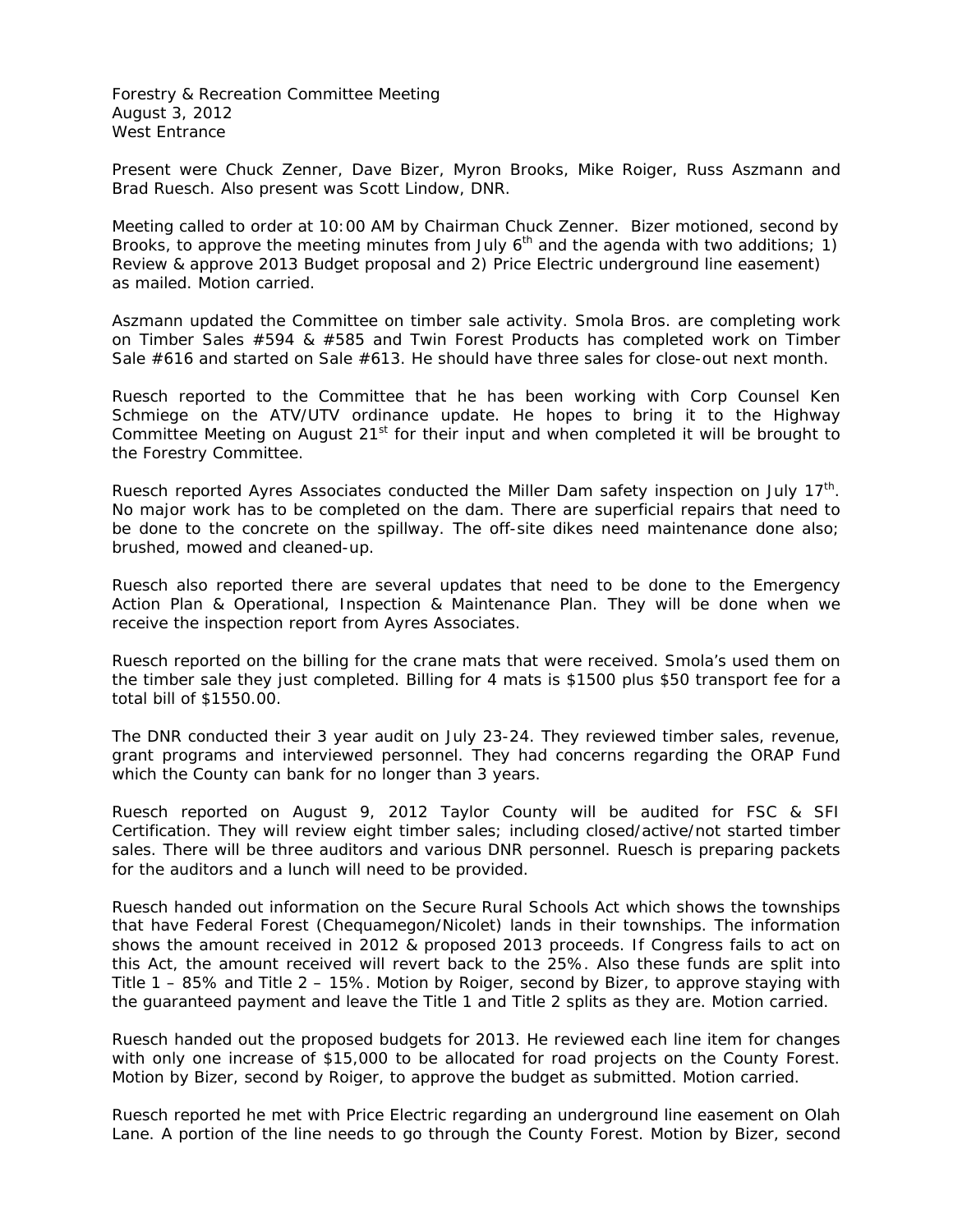Forestry & Recreation Committee Meeting
August 3, 2012
West Entrance

Present were Chuck Zenner, Dave Bizer, Myron Brooks, Mike Roiger, Russ Aszmann and Brad Ruesch. Also present was Scott Lindow, DNR.

Meeting called to order at 10:00 AM by Chairman Chuck Zenner. Bizer motioned, second by Brooks, to approve the meeting minutes from July 6th and the agenda with two additions; 1) Review & approve 2013 Budget proposal and 2) Price Electric underground line easement) as mailed. Motion carried.

Aszmann updated the Committee on timber sale activity. Smola Bros. are completing work on Timber Sales #594 & #585 and Twin Forest Products has completed work on Timber Sale #616 and started on Sale #613. He should have three sales for close-out next month.

Ruesch reported to the Committee that he has been working with Corp Counsel Ken Schmiege on the ATV/UTV ordinance update. He hopes to bring it to the Highway Committee Meeting on August 21st for their input and when completed it will be brought to the Forestry Committee.

Ruesch reported Ayres Associates conducted the Miller Dam safety inspection on July 17th. No major work has to be completed on the dam. There are superficial repairs that need to be done to the concrete on the spillway. The off-site dikes need maintenance done also; brushed, mowed and cleaned-up.

Ruesch also reported there are several updates that need to be done to the Emergency Action Plan & Operational, Inspection & Maintenance Plan. They will be done when we receive the inspection report from Ayres Associates.

Ruesch reported on the billing for the crane mats that were received. Smola's used them on the timber sale they just completed. Billing for 4 mats is $1500 plus $50 transport fee for a total bill of $1550.00.

The DNR conducted their 3 year audit on July 23-24. They reviewed timber sales, revenue, grant programs and interviewed personnel. They had concerns regarding the ORAP Fund which the County can bank for no longer than 3 years.

Ruesch reported on August 9, 2012 Taylor County will be audited for FSC & SFI Certification. They will review eight timber sales; including closed/active/not started timber sales. There will be three auditors and various DNR personnel. Ruesch is preparing packets for the auditors and a lunch will need to be provided.

Ruesch handed out information on the Secure Rural Schools Act which shows the townships that have Federal Forest (Chequamegon/Nicolet) lands in their townships. The information shows the amount received in 2012 & proposed 2013 proceeds. If Congress fails to act on this Act, the amount received will revert back to the 25%. Also these funds are split into Title 1 – 85% and Title 2 – 15%. Motion by Roiger, second by Bizer, to approve staying with the guaranteed payment and leave the Title 1 and Title 2 splits as they are. Motion carried.

Ruesch handed out the proposed budgets for 2013. He reviewed each line item for changes with only one increase of $15,000 to be allocated for road projects on the County Forest. Motion by Bizer, second by Roiger, to approve the budget as submitted. Motion carried.

Ruesch reported he met with Price Electric regarding an underground line easement on Olah Lane. A portion of the line needs to go through the County Forest. Motion by Bizer, second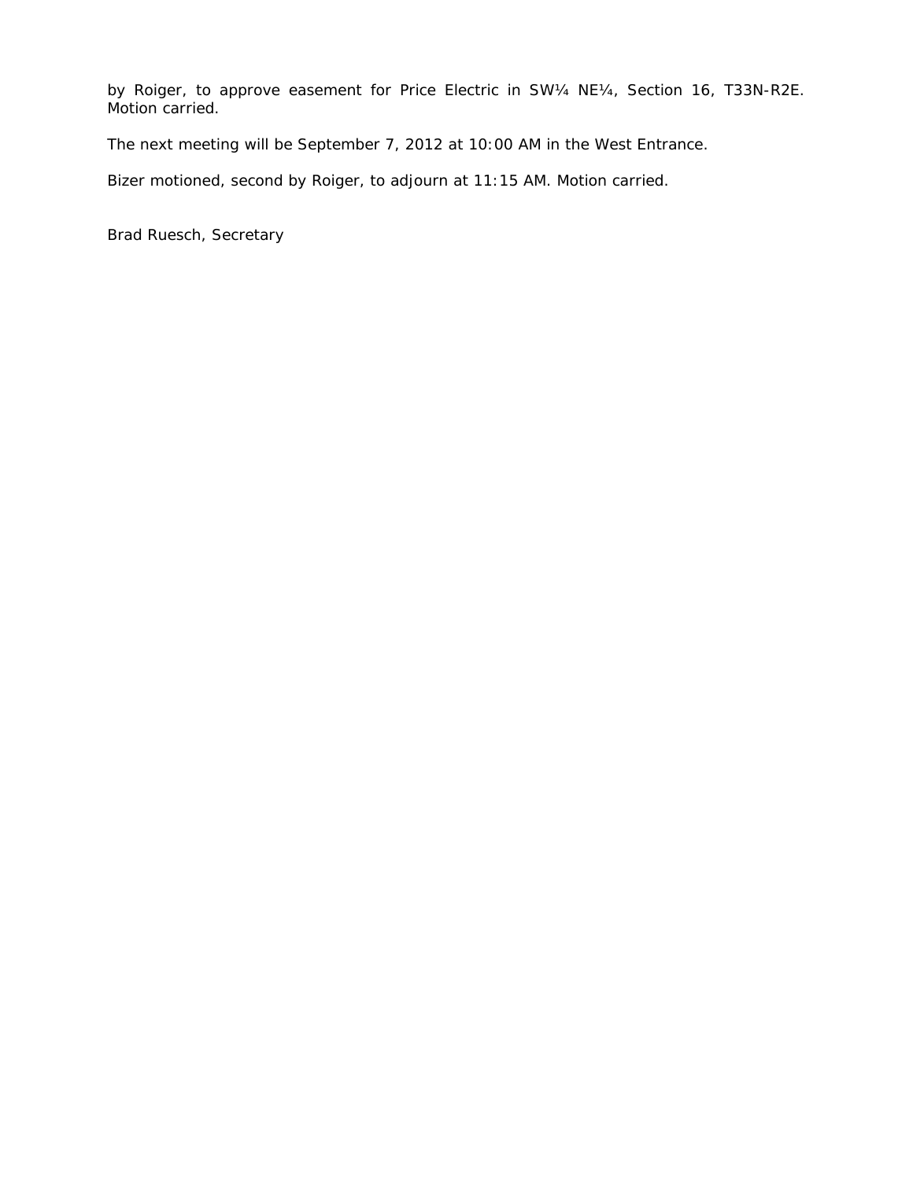by Roiger, to approve easement for Price Electric in SW¼ NE¼, Section 16, T33N-R2E. Motion carried.

The next meeting will be September 7, 2012 at 10:00 AM in the West Entrance.

Bizer motioned, second by Roiger, to adjourn at 11:15 AM. Motion carried.

Brad Ruesch, Secretary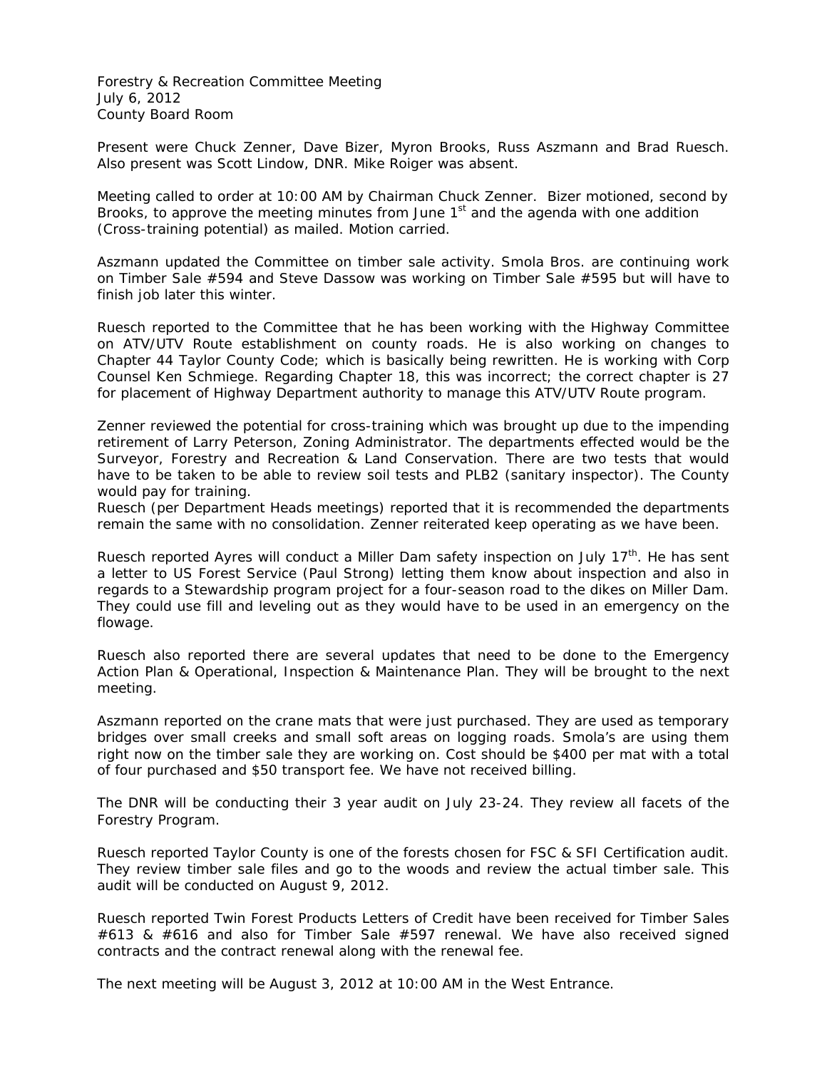Forestry & Recreation Committee Meeting
July 6, 2012
County Board Room

Present were Chuck Zenner, Dave Bizer, Myron Brooks, Russ Aszmann and Brad Ruesch. Also present was Scott Lindow, DNR. Mike Roiger was absent.

Meeting called to order at 10:00 AM by Chairman Chuck Zenner. Bizer motioned, second by Brooks, to approve the meeting minutes from June 1st and the agenda with one addition (Cross-training potential) as mailed. Motion carried.

Aszmann updated the Committee on timber sale activity. Smola Bros. are continuing work on Timber Sale #594 and Steve Dassow was working on Timber Sale #595 but will have to finish job later this winter.

Ruesch reported to the Committee that he has been working with the Highway Committee on ATV/UTV Route establishment on county roads. He is also working on changes to Chapter 44 Taylor County Code; which is basically being rewritten. He is working with Corp Counsel Ken Schmiege. Regarding Chapter 18, this was incorrect; the correct chapter is 27 for placement of Highway Department authority to manage this ATV/UTV Route program.

Zenner reviewed the potential for cross-training which was brought up due to the impending retirement of Larry Peterson, Zoning Administrator. The departments effected would be the Surveyor, Forestry and Recreation & Land Conservation. There are two tests that would have to be taken to be able to review soil tests and PLB2 (sanitary inspector). The County would pay for training.
Ruesch (per Department Heads meetings) reported that it is recommended the departments remain the same with no consolidation. Zenner reiterated keep operating as we have been.

Ruesch reported Ayres will conduct a Miller Dam safety inspection on July 17th. He has sent a letter to US Forest Service (Paul Strong) letting them know about inspection and also in regards to a Stewardship program project for a four-season road to the dikes on Miller Dam. They could use fill and leveling out as they would have to be used in an emergency on the flowage.

Ruesch also reported there are several updates that need to be done to the Emergency Action Plan & Operational, Inspection & Maintenance Plan. They will be brought to the next meeting.

Aszmann reported on the crane mats that were just purchased. They are used as temporary bridges over small creeks and small soft areas on logging roads. Smola's are using them right now on the timber sale they are working on. Cost should be $400 per mat with a total of four purchased and $50 transport fee. We have not received billing.

The DNR will be conducting their 3 year audit on July 23-24. They review all facets of the Forestry Program.

Ruesch reported Taylor County is one of the forests chosen for FSC & SFI Certification audit. They review timber sale files and go to the woods and review the actual timber sale. This audit will be conducted on August 9, 2012.

Ruesch reported Twin Forest Products Letters of Credit have been received for Timber Sales #613 & #616 and also for Timber Sale #597 renewal. We have also received signed contracts and the contract renewal along with the renewal fee.

The next meeting will be August 3, 2012 at 10:00 AM in the West Entrance.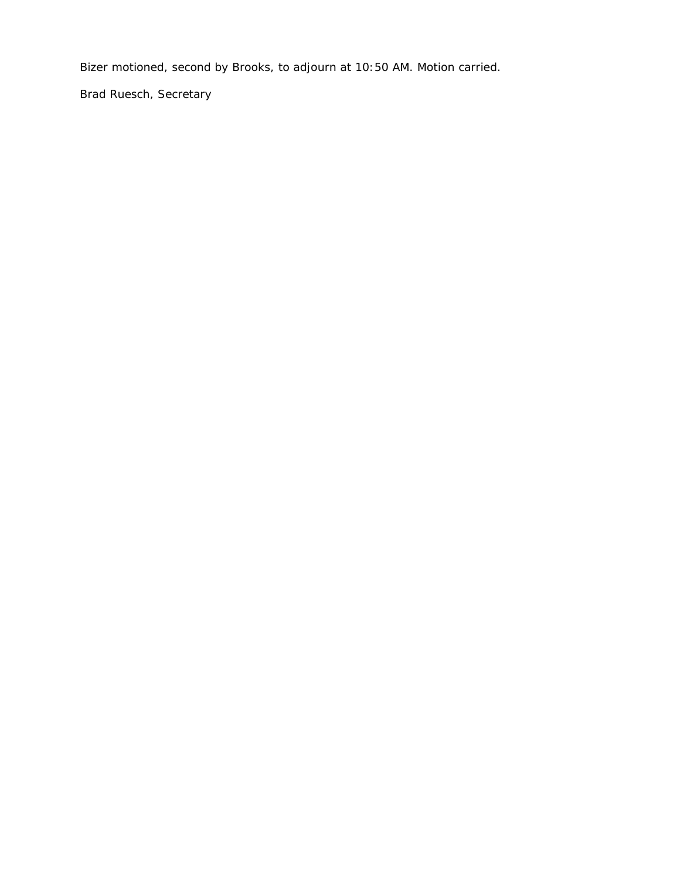Bizer motioned, second by Brooks, to adjourn at 10:50 AM. Motion carried.

Brad Ruesch, Secretary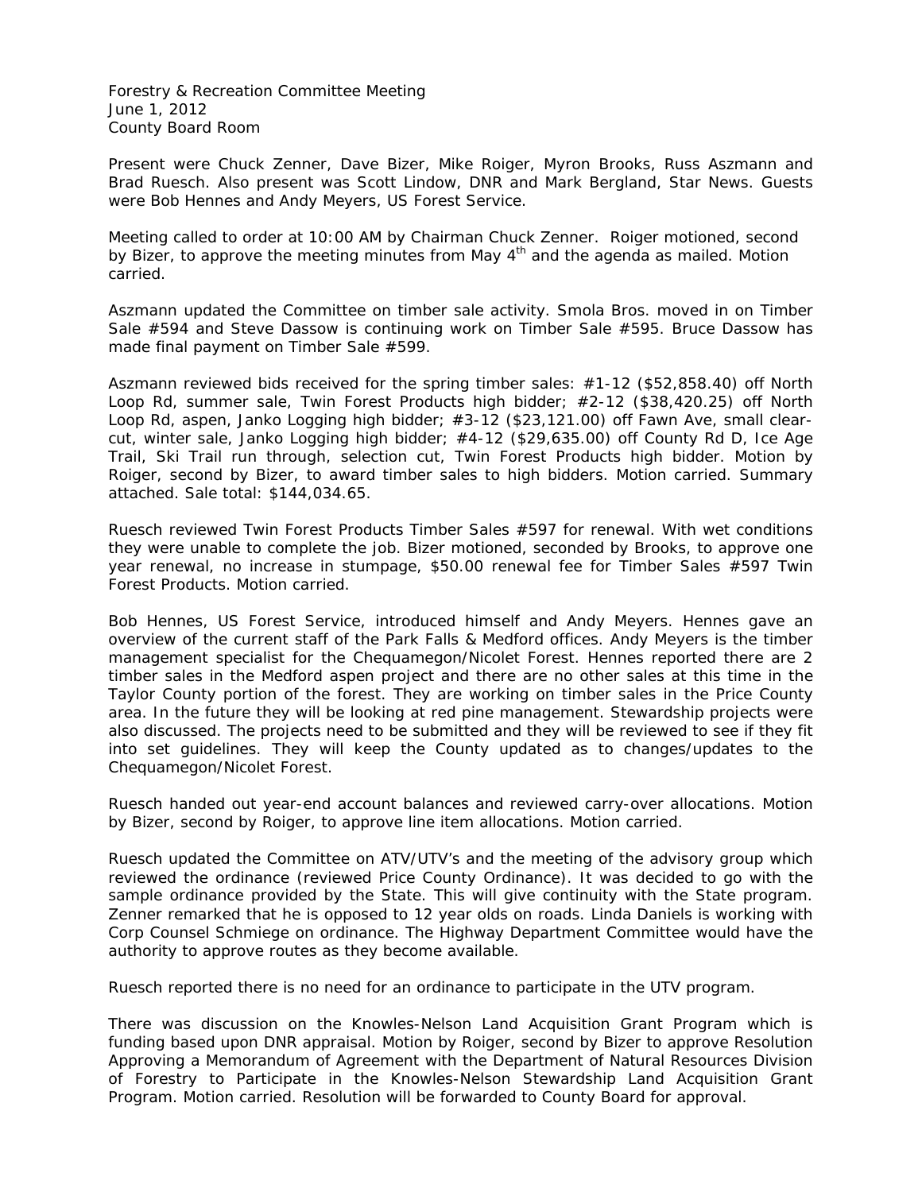Forestry & Recreation Committee Meeting
June 1, 2012
County Board Room

Present were Chuck Zenner, Dave Bizer, Mike Roiger, Myron Brooks, Russ Aszmann and Brad Ruesch. Also present was Scott Lindow, DNR and Mark Bergland, Star News. Guests were Bob Hennes and Andy Meyers, US Forest Service.

Meeting called to order at 10:00 AM by Chairman Chuck Zenner. Roiger motioned, second by Bizer, to approve the meeting minutes from May 4th and the agenda as mailed. Motion carried.

Aszmann updated the Committee on timber sale activity. Smola Bros. moved in on Timber Sale #594 and Steve Dassow is continuing work on Timber Sale #595. Bruce Dassow has made final payment on Timber Sale #599.

Aszmann reviewed bids received for the spring timber sales: #1-12 ($52,858.40) off North Loop Rd, summer sale, Twin Forest Products high bidder; #2-12 ($38,420.25) off North Loop Rd, aspen, Janko Logging high bidder; #3-12 ($23,121.00) off Fawn Ave, small clear-cut, winter sale, Janko Logging high bidder; #4-12 ($29,635.00) off County Rd D, Ice Age Trail, Ski Trail run through, selection cut, Twin Forest Products high bidder. Motion by Roiger, second by Bizer, to award timber sales to high bidders. Motion carried. Summary attached. Sale total: $144,034.65.

Ruesch reviewed Twin Forest Products Timber Sales #597 for renewal. With wet conditions they were unable to complete the job. Bizer motioned, seconded by Brooks, to approve one year renewal, no increase in stumpage, $50.00 renewal fee for Timber Sales #597 Twin Forest Products. Motion carried.

Bob Hennes, US Forest Service, introduced himself and Andy Meyers. Hennes gave an overview of the current staff of the Park Falls & Medford offices. Andy Meyers is the timber management specialist for the Chequamegon/Nicolet Forest. Hennes reported there are 2 timber sales in the Medford aspen project and there are no other sales at this time in the Taylor County portion of the forest. They are working on timber sales in the Price County area. In the future they will be looking at red pine management. Stewardship projects were also discussed. The projects need to be submitted and they will be reviewed to see if they fit into set guidelines. They will keep the County updated as to changes/updates to the Chequamegon/Nicolet Forest.

Ruesch handed out year-end account balances and reviewed carry-over allocations. Motion by Bizer, second by Roiger, to approve line item allocations. Motion carried.

Ruesch updated the Committee on ATV/UTV's and the meeting of the advisory group which reviewed the ordinance (reviewed Price County Ordinance). It was decided to go with the sample ordinance provided by the State. This will give continuity with the State program. Zenner remarked that he is opposed to 12 year olds on roads. Linda Daniels is working with Corp Counsel Schmiege on ordinance. The Highway Department Committee would have the authority to approve routes as they become available.

Ruesch reported there is no need for an ordinance to participate in the UTV program.

There was discussion on the Knowles-Nelson Land Acquisition Grant Program which is funding based upon DNR appraisal. Motion by Roiger, second by Bizer to approve Resolution Approving a Memorandum of Agreement with the Department of Natural Resources Division of Forestry to Participate in the Knowles-Nelson Stewardship Land Acquisition Grant Program. Motion carried. Resolution will be forwarded to County Board for approval.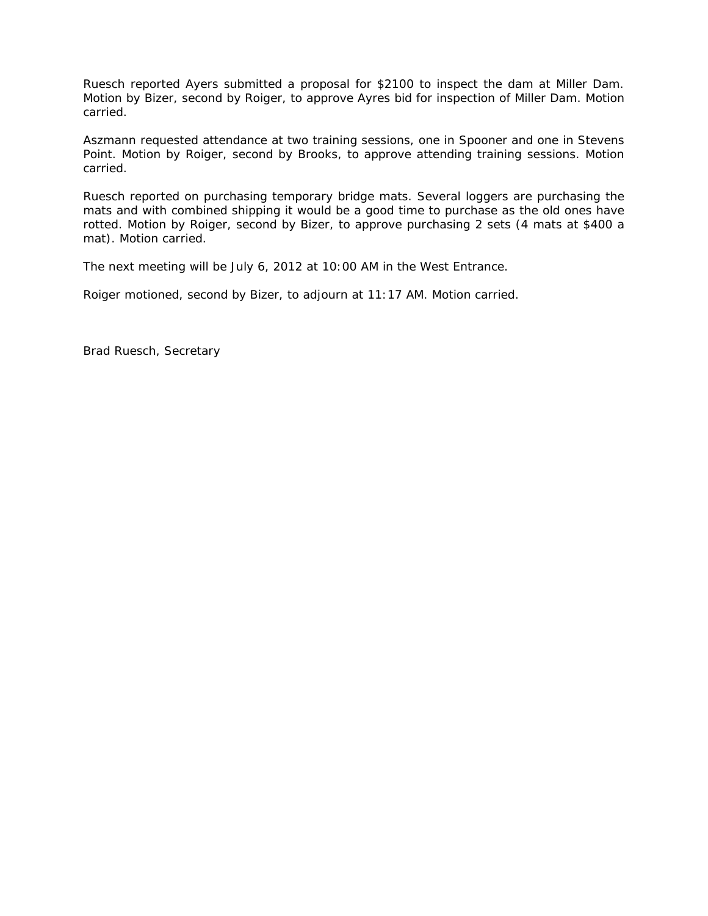Ruesch reported Ayers submitted a proposal for $2100 to inspect the dam at Miller Dam. Motion by Bizer, second by Roiger, to approve Ayres bid for inspection of Miller Dam. Motion carried.

Aszmann requested attendance at two training sessions, one in Spooner and one in Stevens Point. Motion by Roiger, second by Brooks, to approve attending training sessions. Motion carried.

Ruesch reported on purchasing temporary bridge mats. Several loggers are purchasing the mats and with combined shipping it would be a good time to purchase as the old ones have rotted. Motion by Roiger, second by Bizer, to approve purchasing 2 sets (4 mats at $400 a mat). Motion carried.

The next meeting will be July 6, 2012 at 10:00 AM in the West Entrance.

Roiger motioned, second by Bizer, to adjourn at 11:17 AM. Motion carried.

Brad Ruesch, Secretary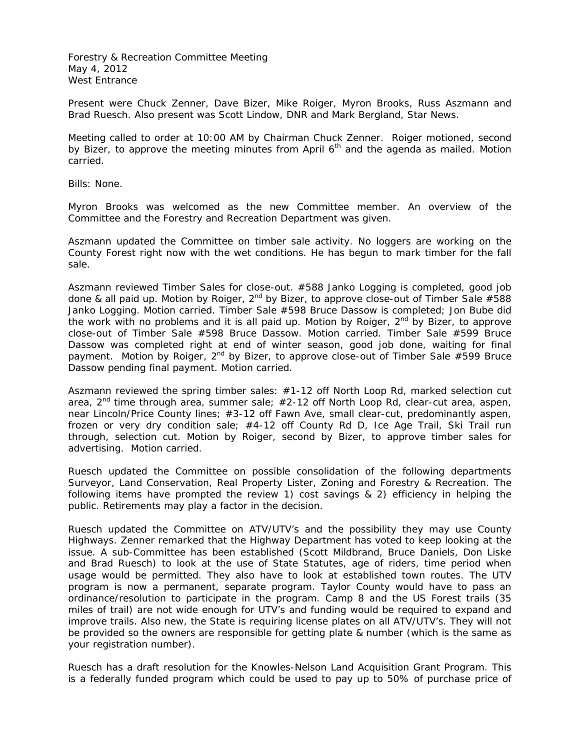Forestry & Recreation Committee Meeting
May 4, 2012
West Entrance

Present were Chuck Zenner, Dave Bizer, Mike Roiger, Myron Brooks, Russ Aszmann and Brad Ruesch. Also present was Scott Lindow, DNR and Mark Bergland, Star News.

Meeting called to order at 10:00 AM by Chairman Chuck Zenner. Roiger motioned, second by Bizer, to approve the meeting minutes from April 6th and the agenda as mailed. Motion carried.

Bills: None.

Myron Brooks was welcomed as the new Committee member. An overview of the Committee and the Forestry and Recreation Department was given.

Aszmann updated the Committee on timber sale activity. No loggers are working on the County Forest right now with the wet conditions. He has begun to mark timber for the fall sale.

Aszmann reviewed Timber Sales for close-out. #588 Janko Logging is completed, good job done & all paid up. Motion by Roiger, 2nd by Bizer, to approve close-out of Timber Sale #588 Janko Logging. Motion carried. Timber Sale #598 Bruce Dassow is completed; Jon Bube did the work with no problems and it is all paid up. Motion by Roiger, 2nd by Bizer, to approve close-out of Timber Sale #598 Bruce Dassow. Motion carried. Timber Sale #599 Bruce Dassow was completed right at end of winter season, good job done, waiting for final payment. Motion by Roiger, 2nd by Bizer, to approve close-out of Timber Sale #599 Bruce Dassow pending final payment. Motion carried.

Aszmann reviewed the spring timber sales: #1-12 off North Loop Rd, marked selection cut area, 2nd time through area, summer sale; #2-12 off North Loop Rd, clear-cut area, aspen, near Lincoln/Price County lines; #3-12 off Fawn Ave, small clear-cut, predominantly aspen, frozen or very dry condition sale; #4-12 off County Rd D, Ice Age Trail, Ski Trail run through, selection cut. Motion by Roiger, second by Bizer, to approve timber sales for advertising. Motion carried.

Ruesch updated the Committee on possible consolidation of the following departments Surveyor, Land Conservation, Real Property Lister, Zoning and Forestry & Recreation. The following items have prompted the review 1) cost savings & 2) efficiency in helping the public. Retirements may play a factor in the decision.

Ruesch updated the Committee on ATV/UTV's and the possibility they may use County Highways. Zenner remarked that the Highway Department has voted to keep looking at the issue. A sub-Committee has been established (Scott Mildbrand, Bruce Daniels, Don Liske and Brad Ruesch) to look at the use of State Statutes, age of riders, time period when usage would be permitted. They also have to look at established town routes. The UTV program is now a permanent, separate program. Taylor County would have to pass an ordinance/resolution to participate in the program. Camp 8 and the US Forest trails (35 miles of trail) are not wide enough for UTV's and funding would be required to expand and improve trails. Also new, the State is requiring license plates on all ATV/UTV's. They will not be provided so the owners are responsible for getting plate & number (which is the same as your registration number).

Ruesch has a draft resolution for the Knowles-Nelson Land Acquisition Grant Program. This is a federally funded program which could be used to pay up to 50% of purchase price of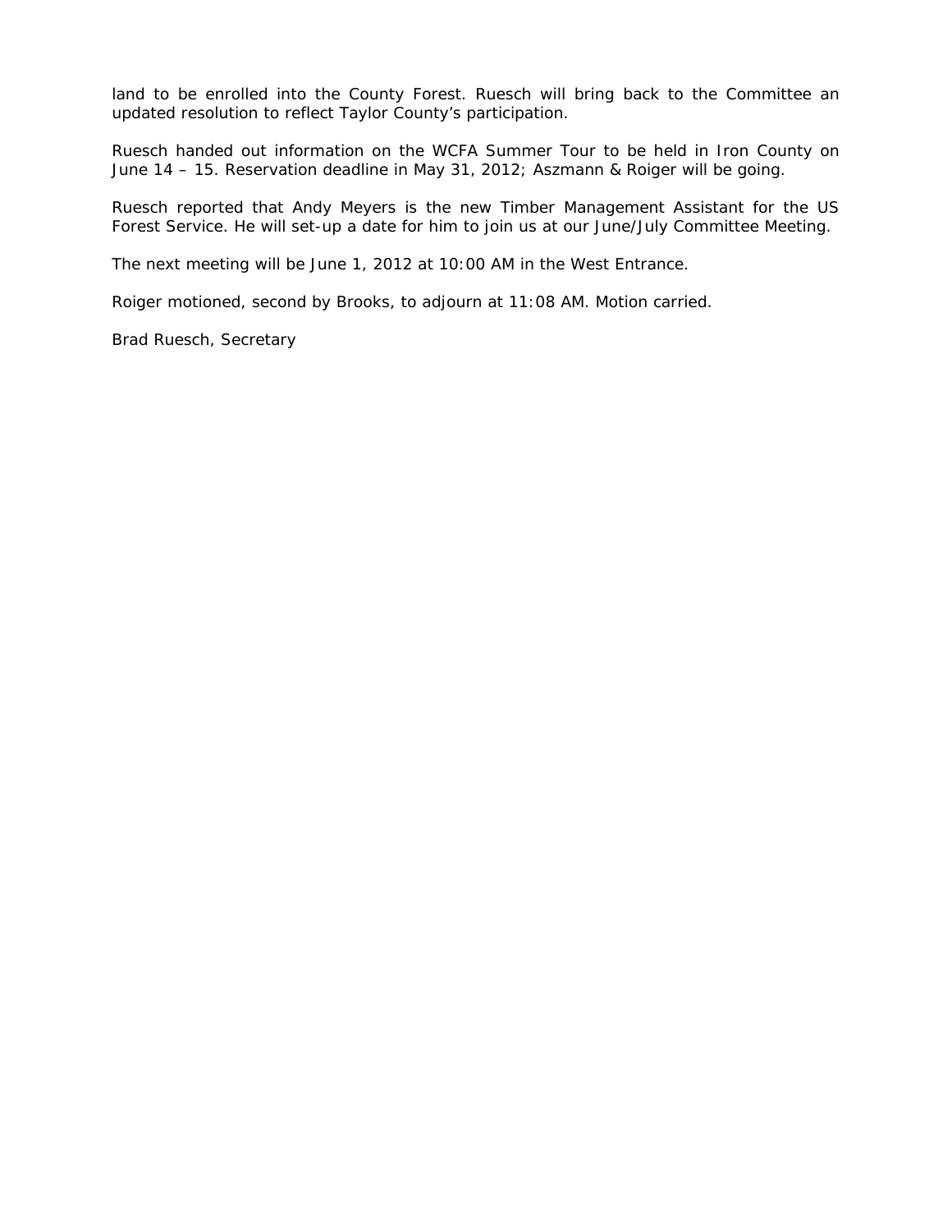land to be enrolled into the County Forest. Ruesch will bring back to the Committee an updated resolution to reflect Taylor County's participation.

Ruesch handed out information on the WCFA Summer Tour to be held in Iron County on June 14 – 15. Reservation deadline in May 31, 2012; Aszmann & Roiger will be going.

Ruesch reported that Andy Meyers is the new Timber Management Assistant for the US Forest Service. He will set-up a date for him to join us at our June/July Committee Meeting.

The next meeting will be June 1, 2012 at 10:00 AM in the West Entrance.

Roiger motioned, second by Brooks, to adjourn at 11:08 AM. Motion carried.

Brad Ruesch, Secretary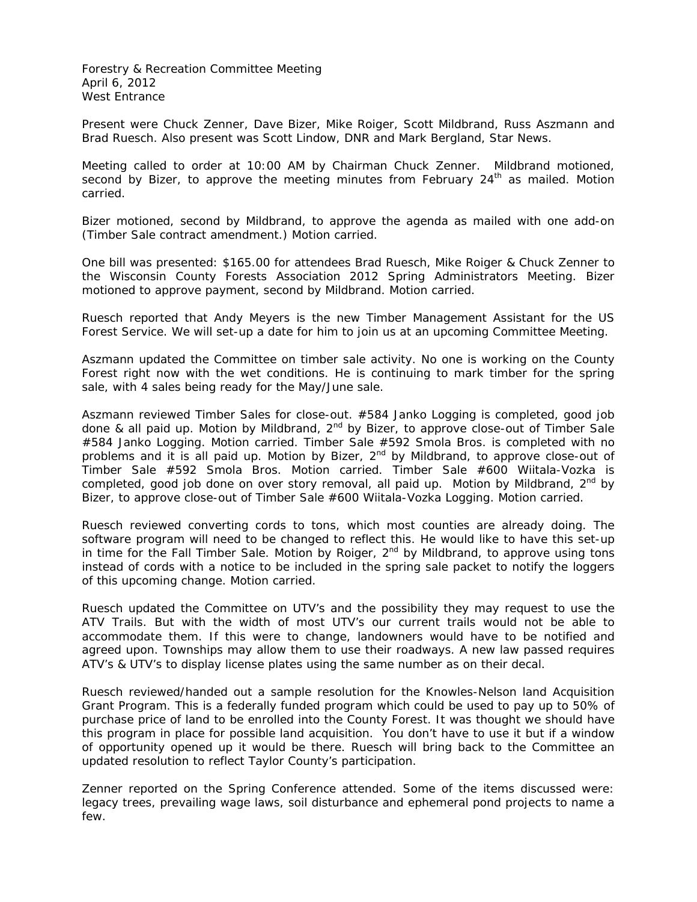Forestry & Recreation Committee Meeting
April 6, 2012
West Entrance

Present were Chuck Zenner, Dave Bizer, Mike Roiger, Scott Mildbrand, Russ Aszmann and Brad Ruesch. Also present was Scott Lindow, DNR and Mark Bergland, Star News.

Meeting called to order at 10:00 AM by Chairman Chuck Zenner. Mildbrand motioned, second by Bizer, to approve the meeting minutes from February 24th as mailed. Motion carried.

Bizer motioned, second by Mildbrand, to approve the agenda as mailed with one add-on (Timber Sale contract amendment.) Motion carried.

One bill was presented: $165.00 for attendees Brad Ruesch, Mike Roiger & Chuck Zenner to the Wisconsin County Forests Association 2012 Spring Administrators Meeting. Bizer motioned to approve payment, second by Mildbrand. Motion carried.

Ruesch reported that Andy Meyers is the new Timber Management Assistant for the US Forest Service. We will set-up a date for him to join us at an upcoming Committee Meeting.

Aszmann updated the Committee on timber sale activity. No one is working on the County Forest right now with the wet conditions. He is continuing to mark timber for the spring sale, with 4 sales being ready for the May/June sale.

Aszmann reviewed Timber Sales for close-out. #584 Janko Logging is completed, good job done & all paid up. Motion by Mildbrand, 2nd by Bizer, to approve close-out of Timber Sale #584 Janko Logging. Motion carried. Timber Sale #592 Smola Bros. is completed with no problems and it is all paid up. Motion by Bizer, 2nd by Mildbrand, to approve close-out of Timber Sale #592 Smola Bros. Motion carried. Timber Sale #600 Wiitala-Vozka is completed, good job done on over story removal, all paid up. Motion by Mildbrand, 2nd by Bizer, to approve close-out of Timber Sale #600 Wiitala-Vozka Logging. Motion carried.

Ruesch reviewed converting cords to tons, which most counties are already doing. The software program will need to be changed to reflect this. He would like to have this set-up in time for the Fall Timber Sale. Motion by Roiger, 2nd by Mildbrand, to approve using tons instead of cords with a notice to be included in the spring sale packet to notify the loggers of this upcoming change. Motion carried.

Ruesch updated the Committee on UTV's and the possibility they may request to use the ATV Trails. But with the width of most UTV's our current trails would not be able to accommodate them. If this were to change, landowners would have to be notified and agreed upon. Townships may allow them to use their roadways. A new law passed requires ATV's & UTV's to display license plates using the same number as on their decal.

Ruesch reviewed/handed out a sample resolution for the Knowles-Nelson land Acquisition Grant Program. This is a federally funded program which could be used to pay up to 50% of purchase price of land to be enrolled into the County Forest. It was thought we should have this program in place for possible land acquisition. You don't have to use it but if a window of opportunity opened up it would be there. Ruesch will bring back to the Committee an updated resolution to reflect Taylor County's participation.

Zenner reported on the Spring Conference attended. Some of the items discussed were: legacy trees, prevailing wage laws, soil disturbance and ephemeral pond projects to name a few.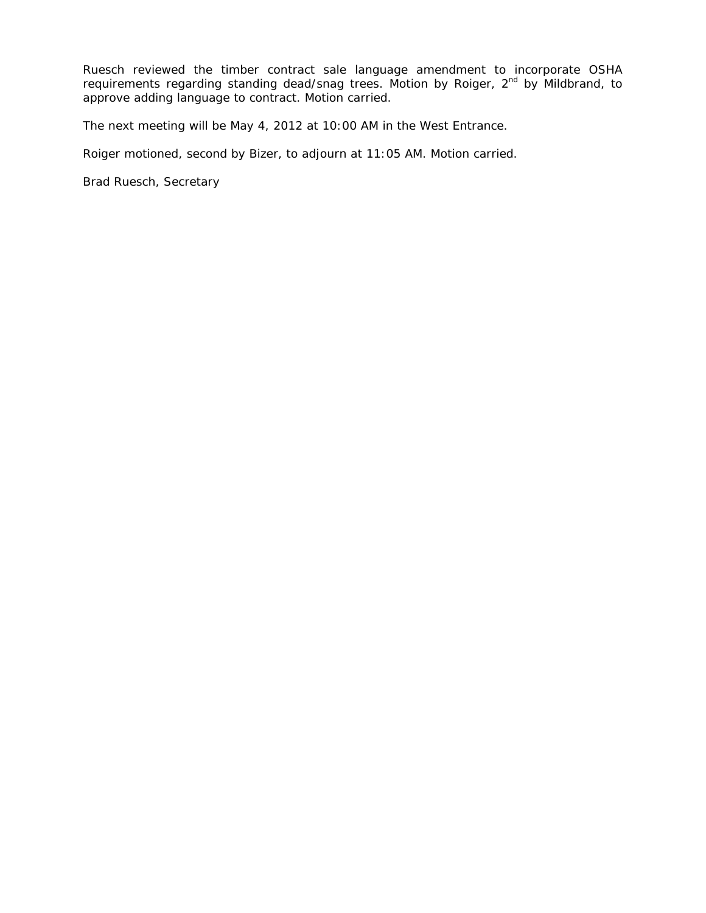Ruesch reviewed the timber contract sale language amendment to incorporate OSHA requirements regarding standing dead/snag trees. Motion by Roiger, 2nd by Mildbrand, to approve adding language to contract. Motion carried.

The next meeting will be May 4, 2012 at 10:00 AM in the West Entrance.

Roiger motioned, second by Bizer, to adjourn at 11:05 AM. Motion carried.

Brad Ruesch, Secretary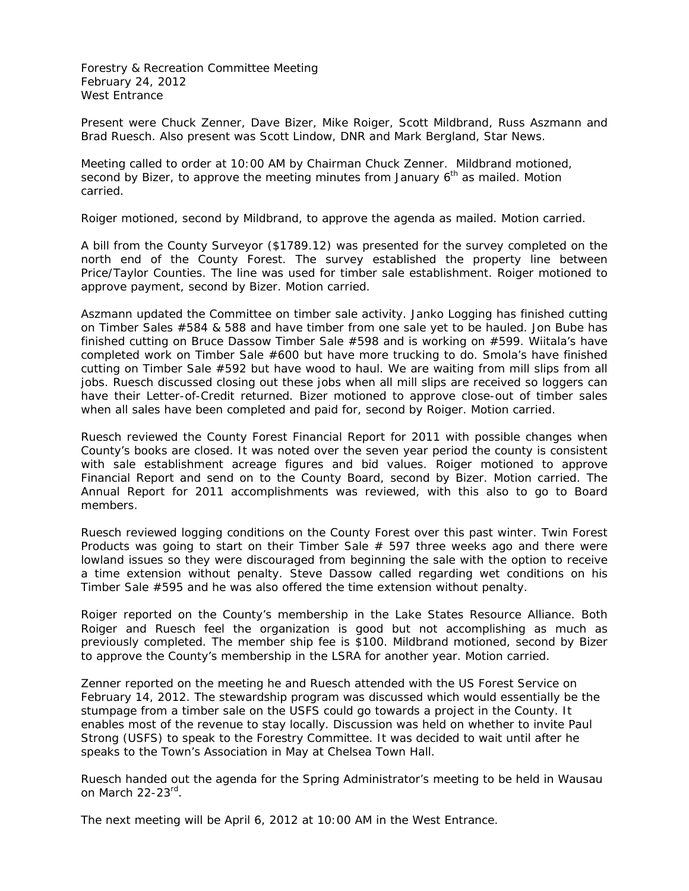Forestry & Recreation Committee Meeting
February 24, 2012
West Entrance

Present were Chuck Zenner, Dave Bizer, Mike Roiger, Scott Mildbrand, Russ Aszmann and Brad Ruesch. Also present was Scott Lindow, DNR and Mark Bergland, Star News.

Meeting called to order at 10:00 AM by Chairman Chuck Zenner. Mildbrand motioned, second by Bizer, to approve the meeting minutes from January 6th as mailed. Motion carried.

Roiger motioned, second by Mildbrand, to approve the agenda as mailed. Motion carried.

A bill from the County Surveyor ($1789.12) was presented for the survey completed on the north end of the County Forest. The survey established the property line between Price/Taylor Counties. The line was used for timber sale establishment. Roiger motioned to approve payment, second by Bizer. Motion carried.

Aszmann updated the Committee on timber sale activity. Janko Logging has finished cutting on Timber Sales #584 & 588 and have timber from one sale yet to be hauled. Jon Bube has finished cutting on Bruce Dassow Timber Sale #598 and is working on #599. Wiitala's have completed work on Timber Sale #600 but have more trucking to do. Smola's have finished cutting on Timber Sale #592 but have wood to haul. We are waiting from mill slips from all jobs. Ruesch discussed closing out these jobs when all mill slips are received so loggers can have their Letter-of-Credit returned. Bizer motioned to approve close-out of timber sales when all sales have been completed and paid for, second by Roiger. Motion carried.

Ruesch reviewed the County Forest Financial Report for 2011 with possible changes when County's books are closed. It was noted over the seven year period the county is consistent with sale establishment acreage figures and bid values. Roiger motioned to approve Financial Report and send on to the County Board, second by Bizer. Motion carried. The Annual Report for 2011 accomplishments was reviewed, with this also to go to Board members.

Ruesch reviewed logging conditions on the County Forest over this past winter. Twin Forest Products was going to start on their Timber Sale # 597 three weeks ago and there were lowland issues so they were discouraged from beginning the sale with the option to receive a time extension without penalty. Steve Dassow called regarding wet conditions on his Timber Sale #595 and he was also offered the time extension without penalty.

Roiger reported on the County's membership in the Lake States Resource Alliance. Both Roiger and Ruesch feel the organization is good but not accomplishing as much as previously completed. The member ship fee is $100. Mildbrand motioned, second by Bizer to approve the County's membership in the LSRA for another year. Motion carried.

Zenner reported on the meeting he and Ruesch attended with the US Forest Service on February 14, 2012. The stewardship program was discussed which would essentially be the stumpage from a timber sale on the USFS could go towards a project in the County. It enables most of the revenue to stay locally. Discussion was held on whether to invite Paul Strong (USFS) to speak to the Forestry Committee. It was decided to wait until after he speaks to the Town's Association in May at Chelsea Town Hall.

Ruesch handed out the agenda for the Spring Administrator's meeting to be held in Wausau on March 22-23rd.

The next meeting will be April 6, 2012 at 10:00 AM in the West Entrance.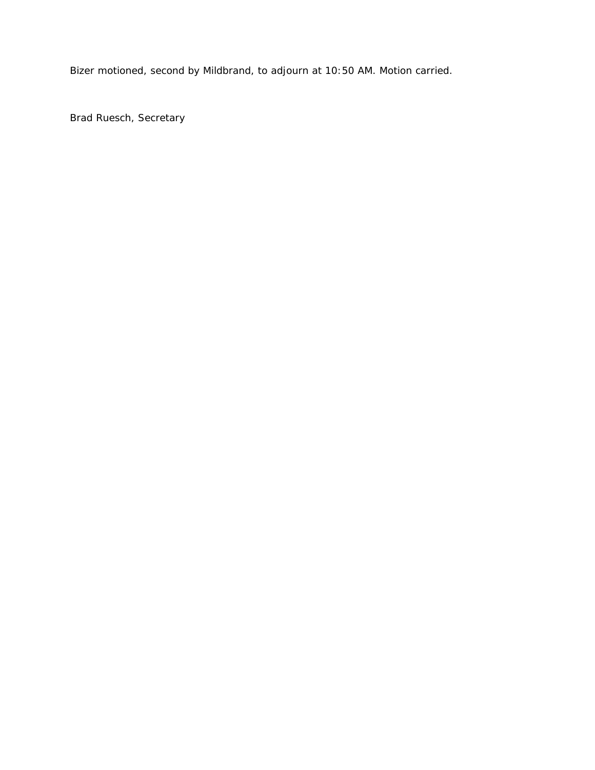Bizer motioned, second by Mildbrand, to adjourn at 10:50 AM. Motion carried.

Brad Ruesch, Secretary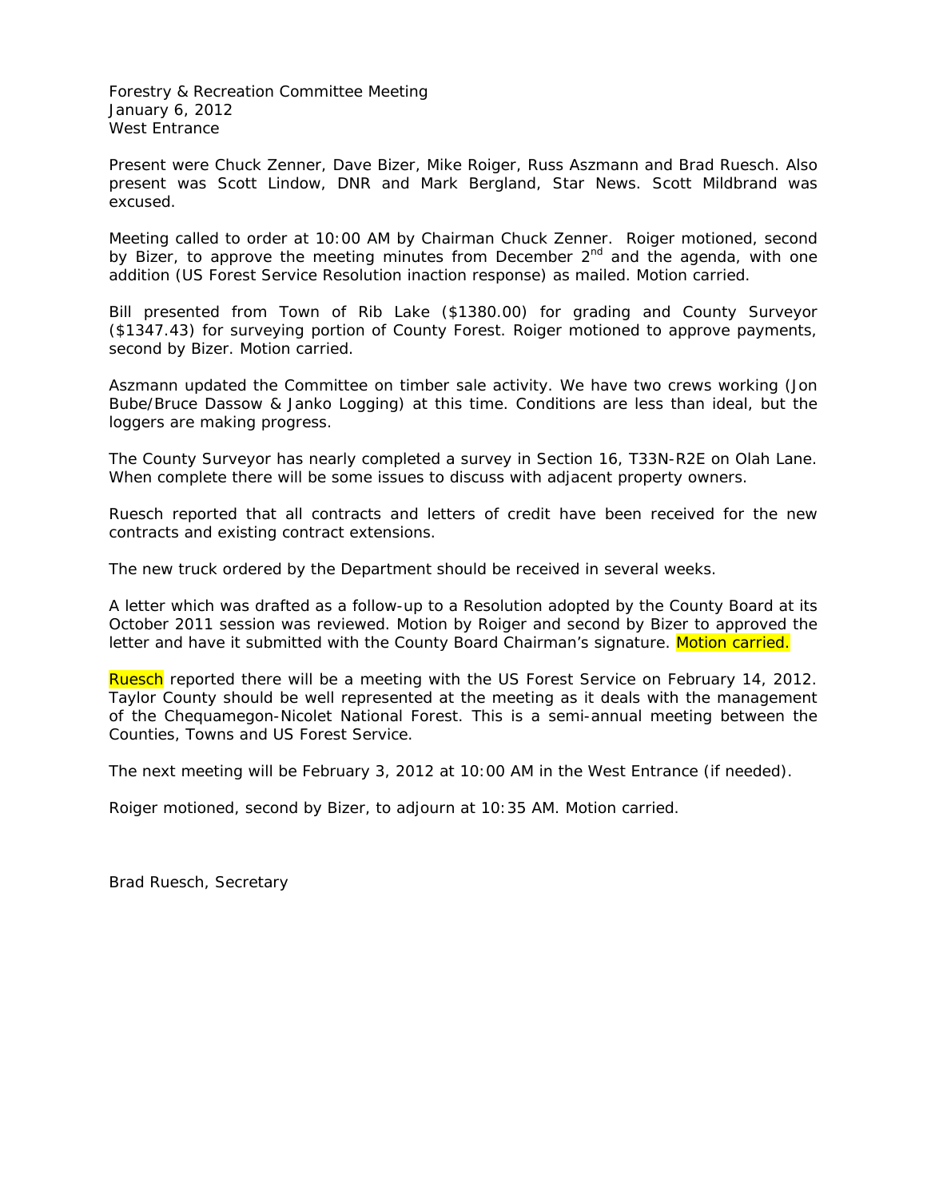Forestry & Recreation Committee Meeting
January 6, 2012
West Entrance

Present were Chuck Zenner, Dave Bizer, Mike Roiger, Russ Aszmann and Brad Ruesch. Also present was Scott Lindow, DNR and Mark Bergland, Star News. Scott Mildbrand was excused.

Meeting called to order at 10:00 AM by Chairman Chuck Zenner. Roiger motioned, second by Bizer, to approve the meeting minutes from December 2nd and the agenda, with one addition (US Forest Service Resolution inaction response) as mailed. Motion carried.

Bill presented from Town of Rib Lake ($1380.00) for grading and County Surveyor ($1347.43) for surveying portion of County Forest. Roiger motioned to approve payments, second by Bizer. Motion carried.

Aszmann updated the Committee on timber sale activity. We have two crews working (Jon Bube/Bruce Dassow & Janko Logging) at this time. Conditions are less than ideal, but the loggers are making progress.

The County Surveyor has nearly completed a survey in Section 16, T33N-R2E on Olah Lane. When complete there will be some issues to discuss with adjacent property owners.

Ruesch reported that all contracts and letters of credit have been received for the new contracts and existing contract extensions.

The new truck ordered by the Department should be received in several weeks.

A letter which was drafted as a follow-up to a Resolution adopted by the County Board at its October 2011 session was reviewed. Motion by Roiger and second by Bizer to approved the letter and have it submitted with the County Board Chairman's signature. Motion carried.

Ruesch reported there will be a meeting with the US Forest Service on February 14, 2012. Taylor County should be well represented at the meeting as it deals with the management of the Chequamegon-Nicolet National Forest. This is a semi-annual meeting between the Counties, Towns and US Forest Service.

The next meeting will be February 3, 2012 at 10:00 AM in the West Entrance (if needed).

Roiger motioned, second by Bizer, to adjourn at 10:35 AM. Motion carried.

Brad Ruesch, Secretary